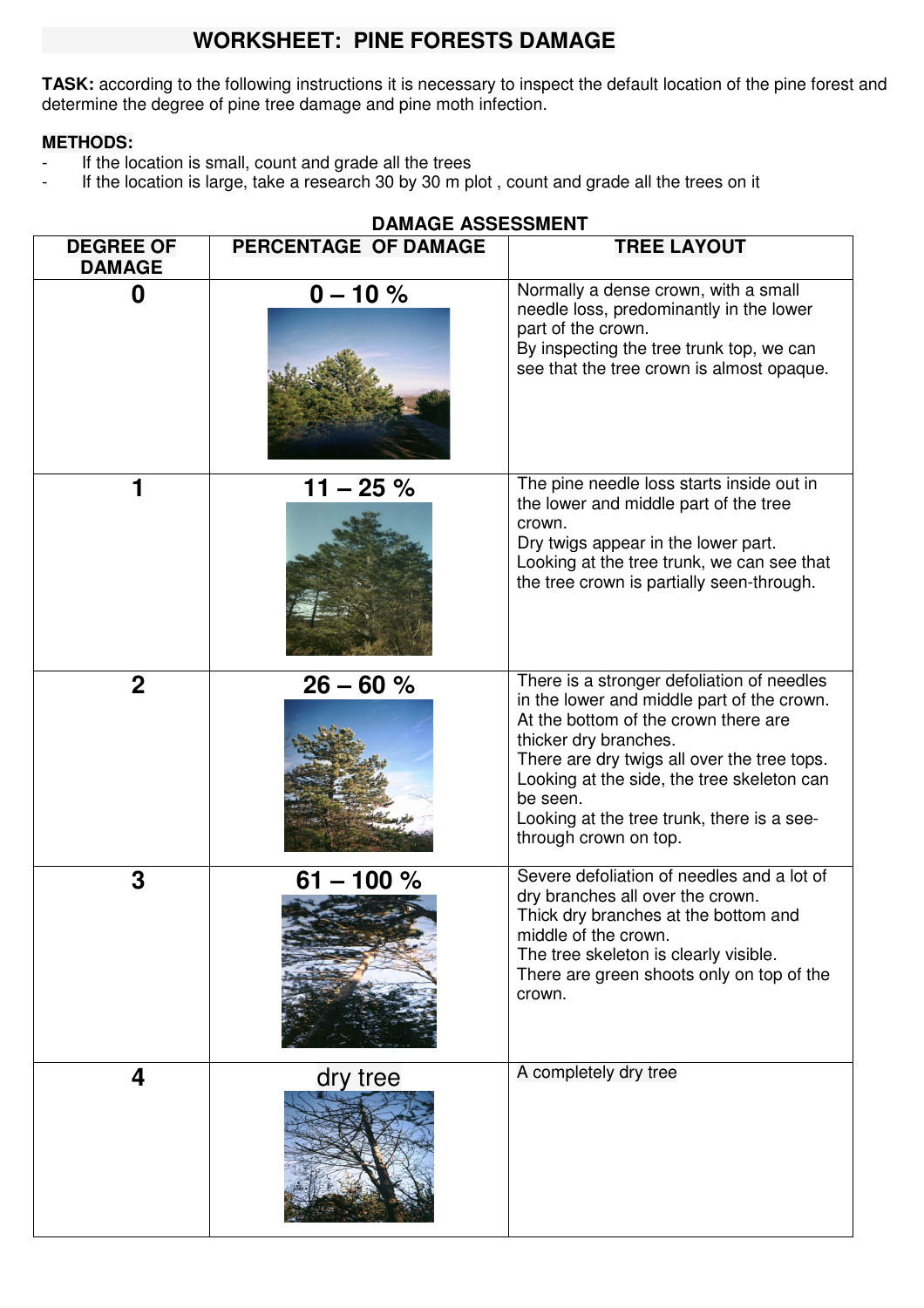# WORKSHEET: PINE FORESTS DAMAGE

**TASK:** according to the following instructions it is necessary to inspect the default location of the pine forest and determine the degree of pine tree damage and pine moth infection.

**METHODS:**

- If the location is small, count and grade all the trees
- If the location is large, take a research 30 by 30 m plot , count and grade all the trees on it

**DAMAGE ASSESSMENT**

| DEGREE OF DAMAGE | PERCENTAGE OF DAMAGE | TREE LAYOUT |
|---|---|---|
| **0** | **0 – 10 %** | Normally a dense crown, with a small needle loss, predominantly in the lower part of the crown. By inspecting the tree trunk top, we can see that the tree crown is almost opaque. |
| **1** | **11 – 25 %** | The pine needle loss starts inside out in the lower and middle part of the tree crown. Dry twigs appear in the lower part. Looking at the tree trunk, we can see that the tree crown is partially seen-through. |
| **2** | **26 – 60 %** | There is a stronger defoliation of needles in the lower and middle part of the crown. At the bottom of the crown there are thicker dry branches. There are dry twigs all over the tree tops. Looking at the side, the tree skeleton can be seen. Looking at the tree trunk, there is a see-through crown on top. |
| **3** | **61 – 100 %** | Severe defoliation of needles and a lot of dry branches all over the crown. Thick dry branches at the bottom and middle of the crown. The tree skeleton is clearly visible. There are green shoots only on top of the crown. |
| **4** | dry tree | A completely dry tree |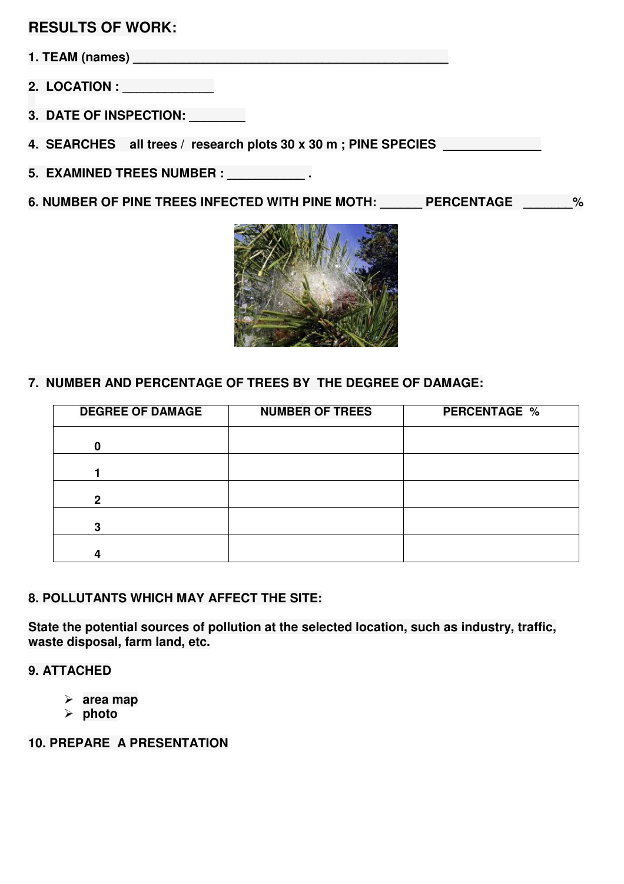## RESULTS OF WORK:

**1. TEAM (names)** ______________________________________________

**2. LOCATION :** _____________

**3. DATE OF INSPECTION:** ________

**4. SEARCHES all trees / research plots 30 x 30 m ; PINE SPECIES** _____________

**5. EXAMINED TREES NUMBER :** ___________ .

**6. NUMBER OF PINE TREES INFECTED WITH PINE MOTH:** ______ **PERCENTAGE** _______**%**

**7. NUMBER AND PERCENTAGE OF TREES BY THE DEGREE OF DAMAGE:**

| DEGREE OF DAMAGE | NUMBER OF TREES | PERCENTAGE % |
|---|---|---|
| 0 | | |
| 1 | | |
| 2 | | |
| 3 | | |
| 4 | | |

**8. POLLUTANTS WHICH MAY AFFECT THE SITE:**

**State the potential sources of pollution at the selected location, such as industry, traffic, waste disposal, farm land, etc.**

**9. ATTACHED**

- **area map**
- **photo**

**10. PREPARE A PRESENTATION**